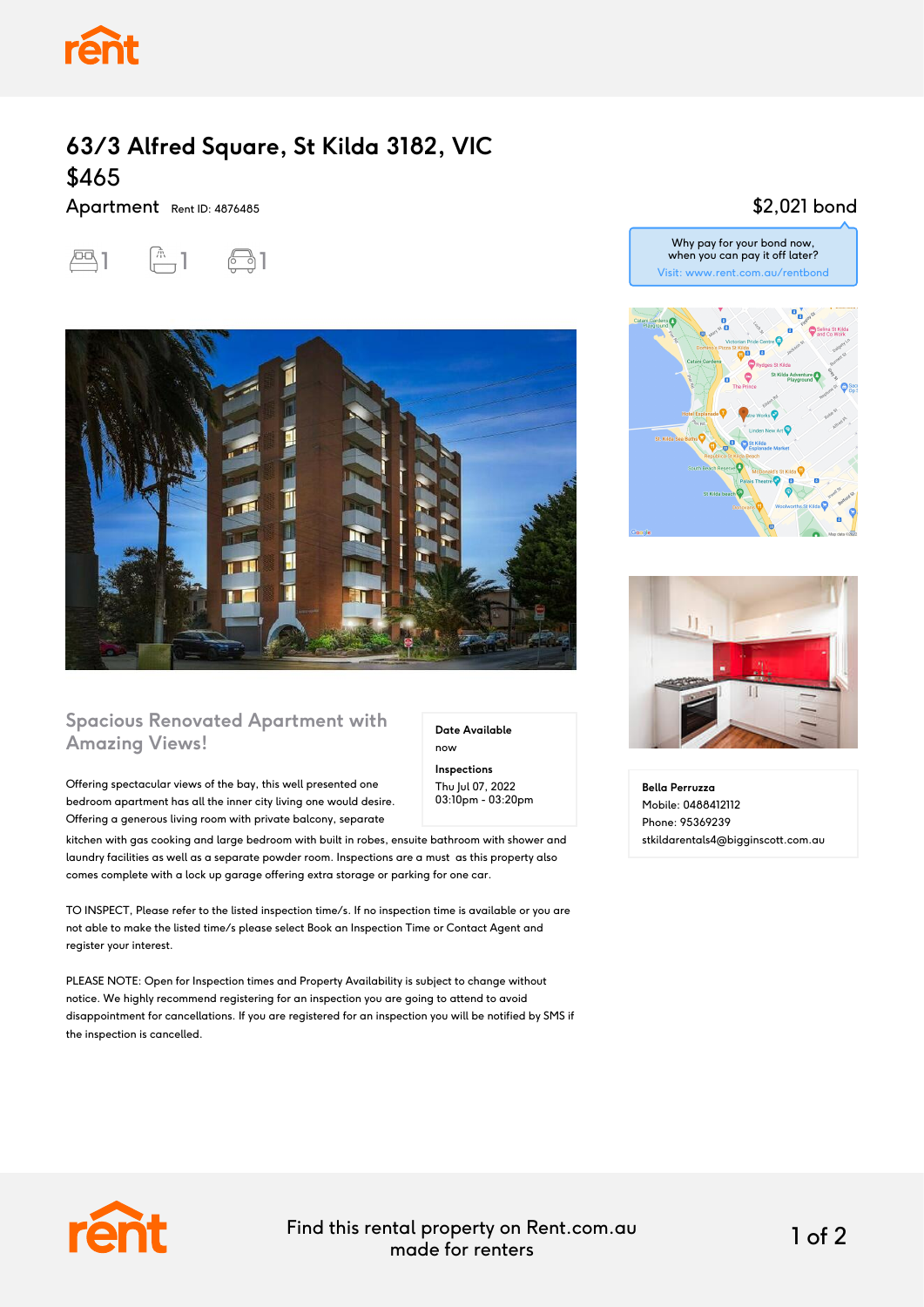# 63/3 Alfred Square, St Kilda 3182, VIC

## $465

Apartment Rent ID: 4876485

1 1 1

$2,021 bond

Why pay for your bond now, when you can pay it off later?
Visit: www.rent.com.au/rentbond

## Spacious Renovated Apartment with Amazing Views!

**Date Available**
now

**Inspections**
Thu Jul 07, 2022
03:10pm - 03:20pm

Offering spectacular views of the bay, this well presented one bedroom apartment has all the inner city living one would desire. Offering a generous living room with private balcony, separate kitchen with gas cooking and large bedroom with built in robes, ensuite bathroom with shower and laundry facilities as well as a separate powder room. Inspections are a must as this property also comes complete with a lock up garage offering extra storage or parking for one car.

TO INSPECT, Please refer to the listed inspection time/s. If no inspection time is available or you are not able to make the listed time/s please select Book an Inspection Time or Contact Agent and register your interest.

PLEASE NOTE: Open for Inspection times and Property Availability is subject to change without notice. We highly recommend registering for an inspection you are going to attend to avoid disappointment for cancellations. If you are registered for an inspection you will be notified by SMS if the inspection is cancelled.

**Bella Perruzza**
Mobile: 0488412112
Phone: 95369239
stkildarentals4@bigginscott.com.au

Find this rental property on Rent.com.au made for renters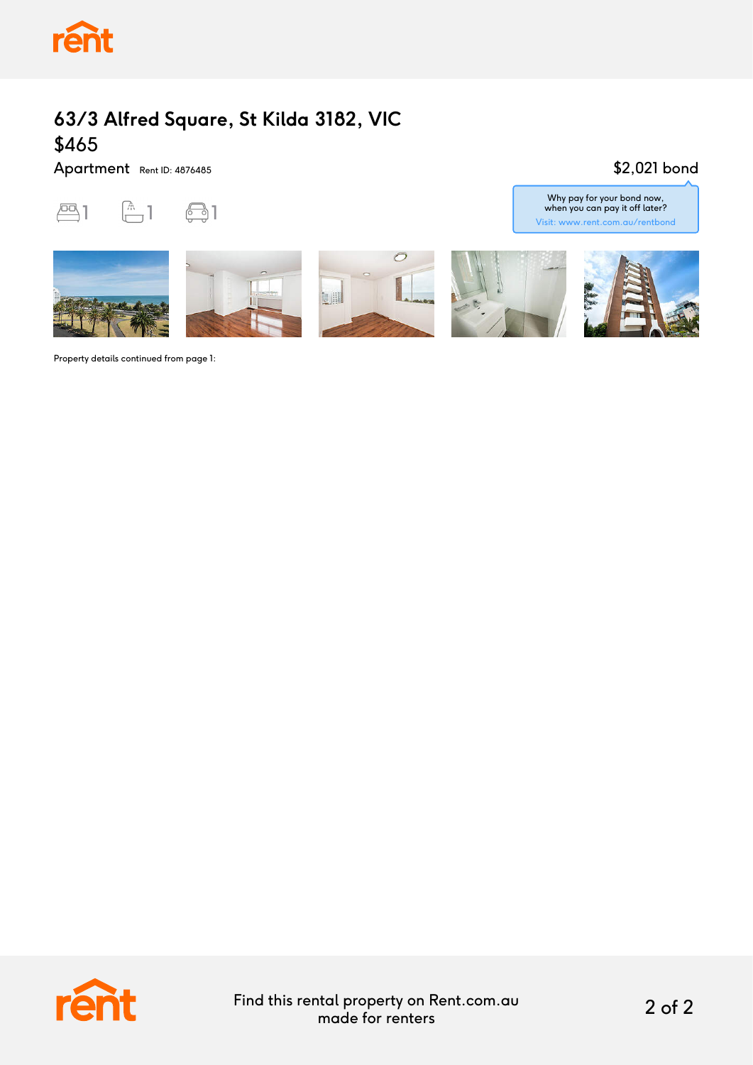# 63/3 Alfred Square, St Kilda 3182, VIC

## $465

Apartment Rent ID: 4876485

$2,021 bond

Why pay for your bond now, when you can pay it off later?
Visit: www.rent.com.au/rentbond

1 1 1

Property details continued from page 1:

Find this rental property on Rent.com.au made for renters